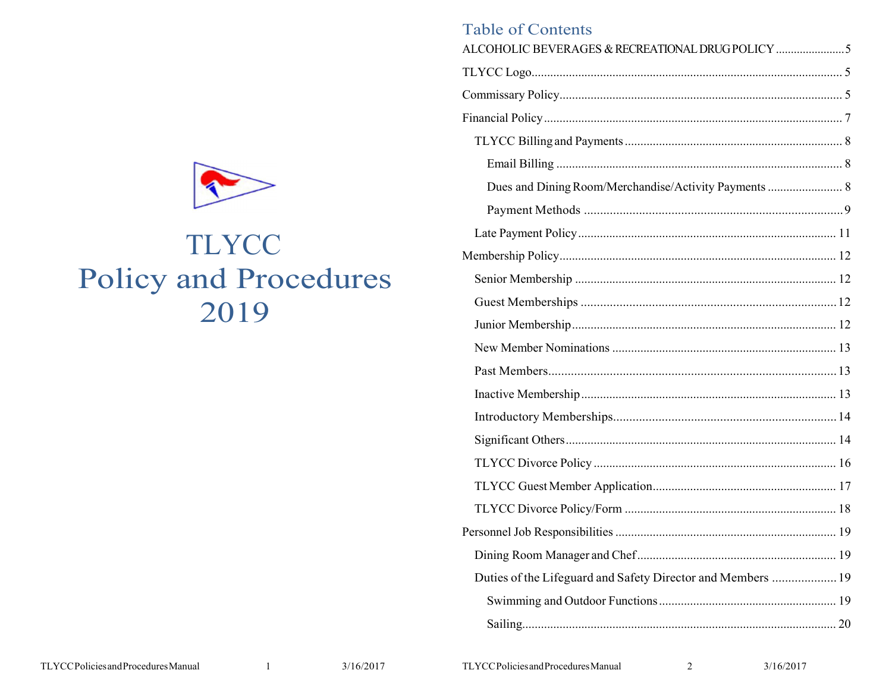# TLYCC
# Policy and Procedures
# 2019

## Table of Contents

ALCOHOLIC BEVERAGES & RECREATIONAL DRUG POLICY ...................... 5

TLYCC Logo ...................................................................................................... 5

Commissary Policy ........................................................................................... 5

Financial Policy ................................................................................................. 7

- TLYCC Billing and Payments ..................................................................... 8
  - Email Billing ........................................................................................... 8
  - Dues and Dining Room/Merchandise/Activity Payments ....................... 8
  - Payment Methods ................................................................................... 9
- Late Payment Policy ................................................................................. 11

Membership Policy ......................................................................................... 12

- Senior Membership .................................................................................. 12
- Guest Memberships ................................................................................. 12
- Junior Membership .................................................................................. 12
- New Member Nominations ...................................................................... 13
- Past Members ........................................................................................... 13
- Inactive Membership ................................................................................ 13
- Introductory Memberships ....................................................................... 14
- Significant Others ..................................................................................... 14
- TLYCC Divorce Policy ............................................................................. 16
- TLYCC Guest Member Application .......................................................... 17
- TLYCC Divorce Policy/Form ................................................................... 18

Personnel Job Responsibilities ....................................................................... 19

- Dining Room Manager and Chef ............................................................. 19
- Duties of the Lifeguard and Safety Director and Members .................... 19
  - Swimming and Outdoor Functions ...................................................... 19
  - Sailing ................................................................................................... 20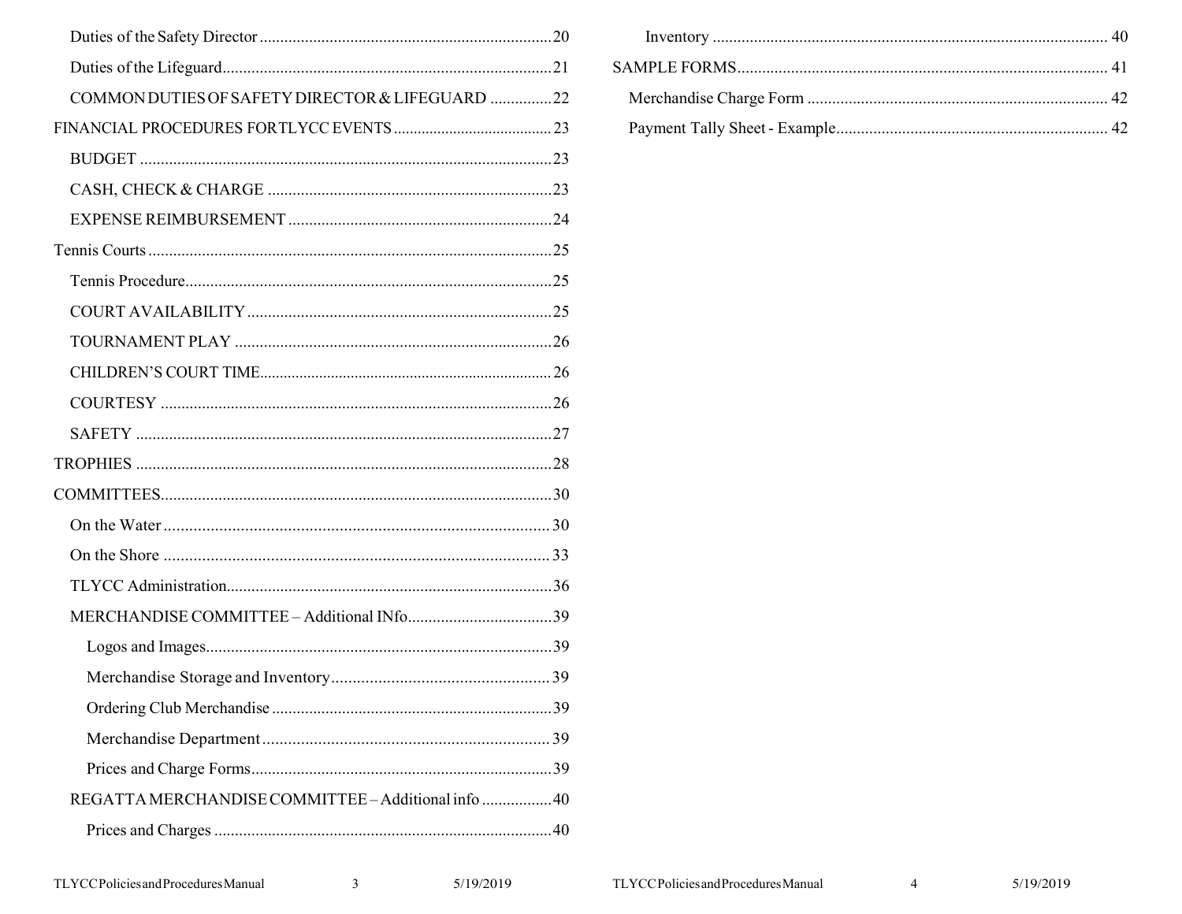- Duties of the Safety Director ........ 20
- Duties of the Lifeguard ........ 21
- COMMON DUTIES OF SAFETY DIRECTOR & LIFEGUARD ........ 22

FINANCIAL PROCEDURES FOR TLYCC EVENTS ........ 23

- BUDGET ........ 23
- CASH, CHECK & CHARGE ........ 23
- EXPENSE REIMBURSEMENT ........ 24

Tennis Courts ........ 25

- Tennis Procedure ........ 25
- COURT AVAILABILITY ........ 25
- TOURNAMENT PLAY ........ 26
- CHILDREN'S COURT TIME ........ 26
- COURTESY ........ 26
- SAFETY ........ 27

TROPHIES ........ 28

COMMITTEES ........ 30

- On the Water ........ 30
- On the Shore ........ 33
- TLYCC Administration ........ 36
- MERCHANDISE COMMITTEE – Additional INfo ........ 39
  - Logos and Images ........ 39
  - Merchandise Storage and Inventory ........ 39
  - Ordering Club Merchandise ........ 39
  - Merchandise Department ........ 39
  - Prices and Charge Forms ........ 39
- REGATTA MERCHANDISE COMMITTEE – Additional info ........ 40
  - Prices and Charges ........ 40
  - Inventory ........ 40

SAMPLE FORMS ........ 41

- Merchandise Charge Form ........ 42
- Payment Tally Sheet - Example ........ 42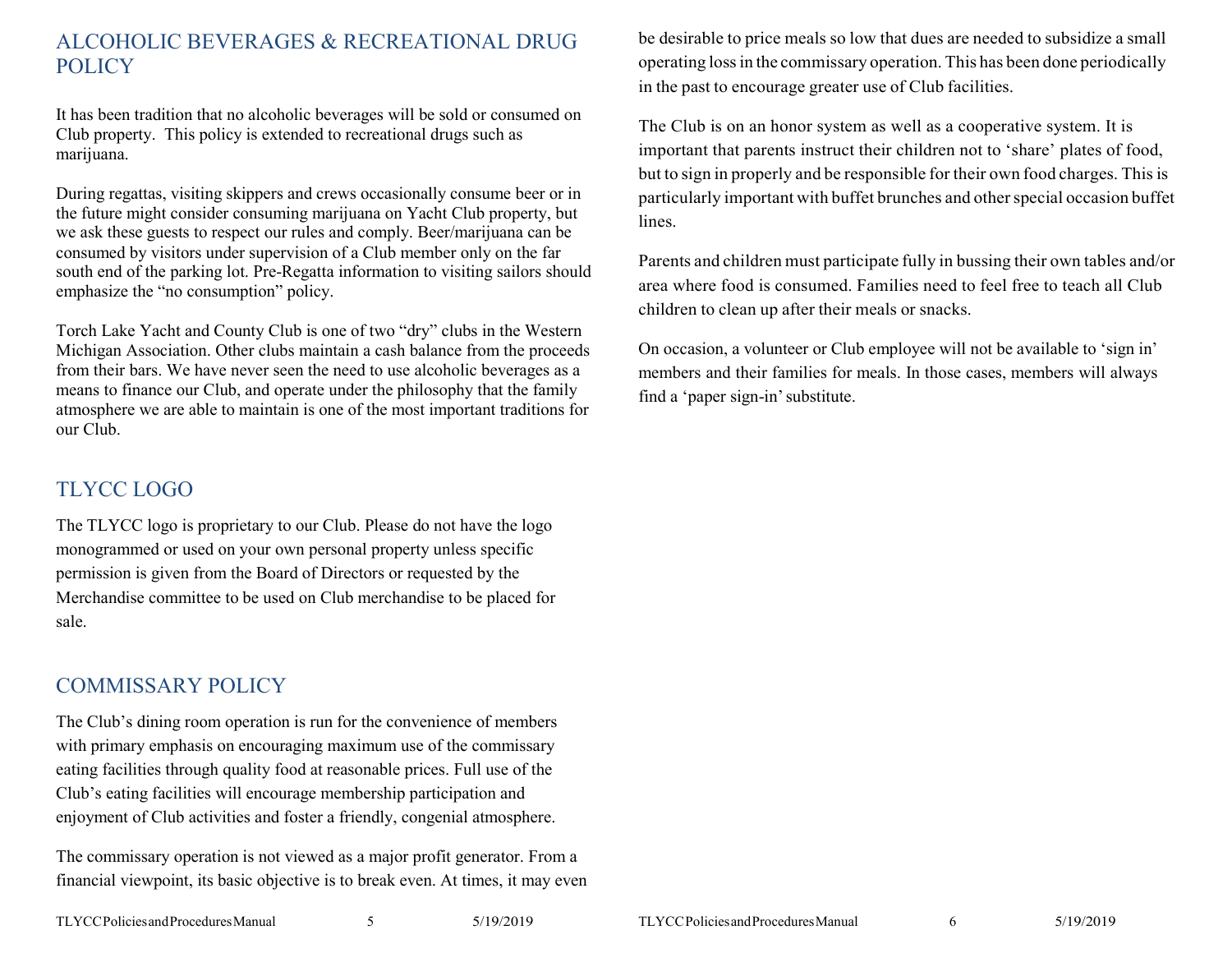## ALCOHOLIC BEVERAGES & RECREATIONAL DRUG POLICY

It has been tradition that no alcoholic beverages will be sold or consumed on Club property. This policy is extended to recreational drugs such as marijuana.

During regattas, visiting skippers and crews occasionally consume beer or in the future might consider consuming marijuana on Yacht Club property, but we ask these guests to respect our rules and comply. Beer/marijuana can be consumed by visitors under supervision of a Club member only on the far south end of the parking lot. Pre-Regatta information to visiting sailors should emphasize the "no consumption" policy.

Torch Lake Yacht and County Club is one of two "dry" clubs in the Western Michigan Association. Other clubs maintain a cash balance from the proceeds from their bars. We have never seen the need to use alcoholic beverages as a means to finance our Club, and operate under the philosophy that the family atmosphere we are able to maintain is one of the most important traditions for our Club.

## TLYCC LOGO

The TLYCC logo is proprietary to our Club. Please do not have the logo monogrammed or used on your own personal property unless specific permission is given from the Board of Directors or requested by the Merchandise committee to be used on Club merchandise to be placed for sale.

## COMMISSARY POLICY

The Club's dining room operation is run for the convenience of members with primary emphasis on encouraging maximum use of the commissary eating facilities through quality food at reasonable prices. Full use of the Club's eating facilities will encourage membership participation and enjoyment of Club activities and foster a friendly, congenial atmosphere.

The commissary operation is not viewed as a major profit generator. From a financial viewpoint, its basic objective is to break even. At times, it may even be desirable to price meals so low that dues are needed to subsidize a small operating loss in the commissary operation. This has been done periodically in the past to encourage greater use of Club facilities.

The Club is on an honor system as well as a cooperative system. It is important that parents instruct their children not to 'share' plates of food, but to sign in properly and be responsible for their own food charges. This is particularly important with buffet brunches and other special occasion buffet lines.

Parents and children must participate fully in bussing their own tables and/or area where food is consumed. Families need to feel free to teach all Club children to clean up after their meals or snacks.

On occasion, a volunteer or Club employee will not be available to 'sign in' members and their families for meals. In those cases, members will always find a 'paper sign-in' substitute.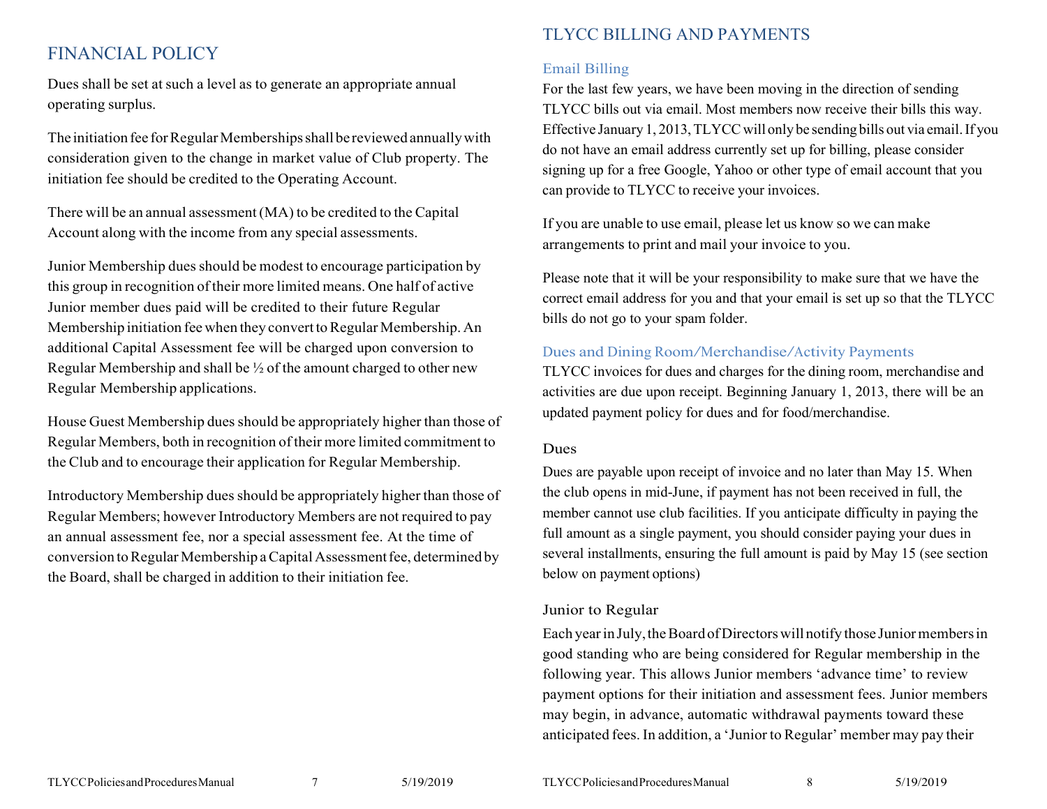## FINANCIAL POLICY

Dues shall be set at such a level as to generate an appropriate annual operating surplus.

The initiation fee for Regular Memberships shall be reviewed annually with consideration given to the change in market value of Club property. The initiation fee should be credited to the Operating Account.

There will be an annual assessment (MA) to be credited to the Capital Account along with the income from any special assessments.

Junior Membership dues should be modest to encourage participation by this group in recognition of their more limited means. One half of active Junior member dues paid will be credited to their future Regular Membership initiation fee when they convert to Regular Membership. An additional Capital Assessment fee will be charged upon conversion to Regular Membership and shall be ½ of the amount charged to other new Regular Membership applications.

House Guest Membership dues should be appropriately higher than those of Regular Members, both in recognition of their more limited commitment to the Club and to encourage their application for Regular Membership.

Introductory Membership dues should be appropriately higher than those of Regular Members; however Introductory Members are not required to pay an annual assessment fee, nor a special assessment fee. At the time of conversion to Regular Membership a Capital Assessment fee, determined by the Board, shall be charged in addition to their initiation fee.

## TLYCC BILLING AND PAYMENTS

### Email Billing

For the last few years, we have been moving in the direction of sending TLYCC bills out via email. Most members now receive their bills this way. Effective January 1, 2013, TLYCC will only be sending bills out via email. If you do not have an email address currently set up for billing, please consider signing up for a free Google, Yahoo or other type of email account that you can provide to TLYCC to receive your invoices.

If you are unable to use email, please let us know so we can make arrangements to print and mail your invoice to you.

Please note that it will be your responsibility to make sure that we have the correct email address for you and that your email is set up so that the TLYCC bills do not go to your spam folder.

### Dues and Dining Room/Merchandise/Activity Payments

TLYCC invoices for dues and charges for the dining room, merchandise and activities are due upon receipt. Beginning January 1, 2013, there will be an updated payment policy for dues and for food/merchandise.

#### Dues

Dues are payable upon receipt of invoice and no later than May 15. When the club opens in mid-June, if payment has not been received in full, the member cannot use club facilities. If you anticipate difficulty in paying the full amount as a single payment, you should consider paying your dues in several installments, ensuring the full amount is paid by May 15 (see section below on payment options)

#### Junior to Regular

Each year in July, the Board of Directors will notify those Junior members in good standing who are being considered for Regular membership in the following year. This allows Junior members 'advance time' to review payment options for their initiation and assessment fees. Junior members may begin, in advance, automatic withdrawal payments toward these anticipated fees. In addition, a 'Junior to Regular' member may pay their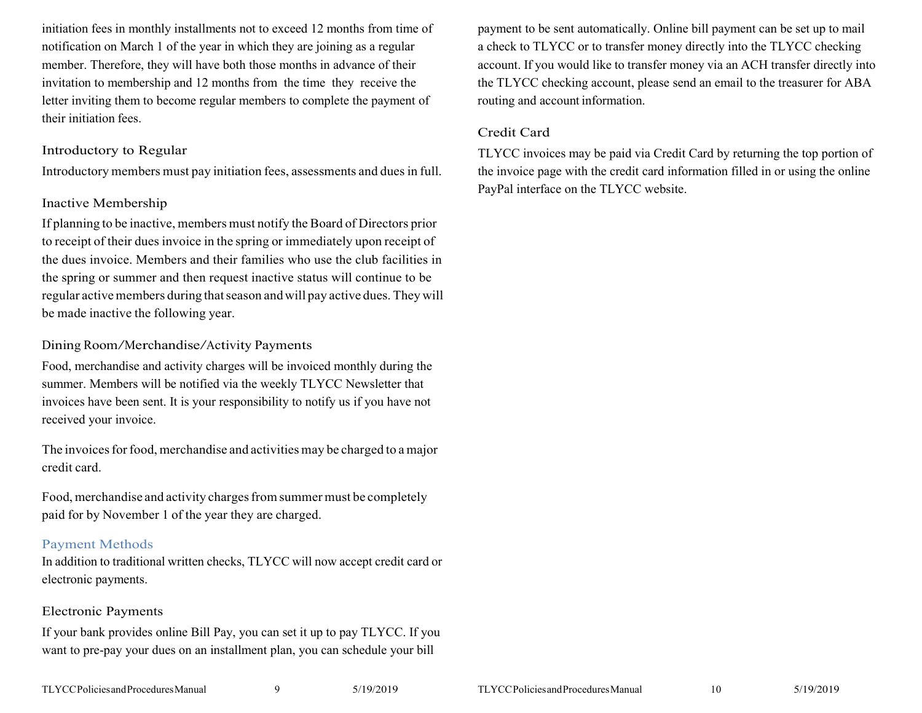initiation fees in monthly installments not to exceed 12 months from time of notification on March 1 of the year in which they are joining as a regular member. Therefore, they will have both those months in advance of their invitation to membership and 12 months from the time they receive the letter inviting them to become regular members to complete the payment of their initiation fees.

### Introductory to Regular

Introductory members must pay initiation fees, assessments and dues in full.

### Inactive Membership

If planning to be inactive, members must notify the Board of Directors prior to receipt of their dues invoice in the spring or immediately upon receipt of the dues invoice. Members and their families who use the club facilities in the spring or summer and then request inactive status will continue to be regular active members during that season and will pay active dues. They will be made inactive the following year.

### Dining Room/Merchandise/Activity Payments

Food, merchandise and activity charges will be invoiced monthly during the summer. Members will be notified via the weekly TLYCC Newsletter that invoices have been sent. It is your responsibility to notify us if you have not received your invoice.

The invoices for food, merchandise and activities may be charged to a major credit card.

Food, merchandise and activity charges from summer must be completely paid for by November 1 of the year they are charged.

## Payment Methods

In addition to traditional written checks, TLYCC will now accept credit card or electronic payments.

### Electronic Payments

If your bank provides online Bill Pay, you can set it up to pay TLYCC. If you want to pre-pay your dues on an installment plan, you can schedule your bill payment to be sent automatically. Online bill payment can be set up to mail a check to TLYCC or to transfer money directly into the TLYCC checking account. If you would like to transfer money via an ACH transfer directly into the TLYCC checking account, please send an email to the treasurer for ABA routing and account information.

### Credit Card

TLYCC invoices may be paid via Credit Card by returning the top portion of the invoice page with the credit card information filled in or using the online PayPal interface on the TLYCC website.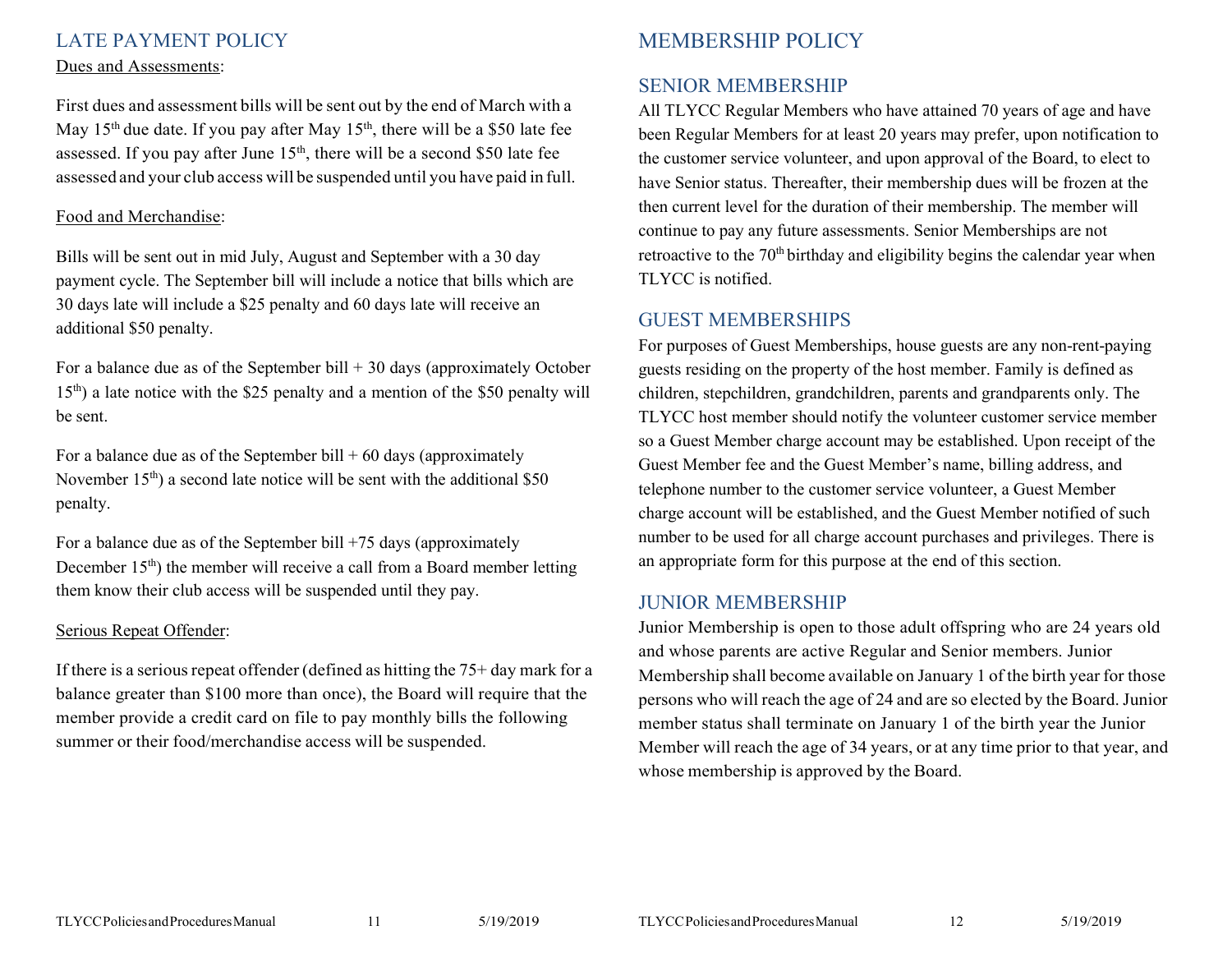## LATE PAYMENT POLICY

Dues and Assessments:

First dues and assessment bills will be sent out by the end of March with a May 15th due date. If you pay after May 15th, there will be a $50 late fee assessed. If you pay after June 15th, there will be a second $50 late fee assessed and your club access will be suspended until you have paid in full.

Food and Merchandise:

Bills will be sent out in mid July, August and September with a 30 day payment cycle. The September bill will include a notice that bills which are 30 days late will include a $25 penalty and 60 days late will receive an additional $50 penalty.

For a balance due as of the September bill + 30 days (approximately October 15th) a late notice with the $25 penalty and a mention of the $50 penalty will be sent.

For a balance due as of the September bill + 60 days (approximately November 15th) a second late notice will be sent with the additional $50 penalty.

For a balance due as of the September bill +75 days (approximately December 15th) the member will receive a call from a Board member letting them know their club access will be suspended until they pay.

Serious Repeat Offender:

If there is a serious repeat offender (defined as hitting the 75+ day mark for a balance greater than $100 more than once), the Board will require that the member provide a credit card on file to pay monthly bills the following summer or their food/merchandise access will be suspended.

# MEMBERSHIP POLICY

## SENIOR MEMBERSHIP

All TLYCC Regular Members who have attained 70 years of age and have been Regular Members for at least 20 years may prefer, upon notification to the customer service volunteer, and upon approval of the Board, to elect to have Senior status. Thereafter, their membership dues will be frozen at the then current level for the duration of their membership. The member will continue to pay any future assessments. Senior Memberships are not retroactive to the 70th birthday and eligibility begins the calendar year when TLYCC is notified.

## GUEST MEMBERSHIPS

For purposes of Guest Memberships, house guests are any non-rent-paying guests residing on the property of the host member. Family is defined as children, stepchildren, grandchildren, parents and grandparents only. The TLYCC host member should notify the volunteer customer service member so a Guest Member charge account may be established. Upon receipt of the Guest Member fee and the Guest Member's name, billing address, and telephone number to the customer service volunteer, a Guest Member charge account will be established, and the Guest Member notified of such number to be used for all charge account purchases and privileges. There is an appropriate form for this purpose at the end of this section.

## JUNIOR MEMBERSHIP

Junior Membership is open to those adult offspring who are 24 years old and whose parents are active Regular and Senior members. Junior Membership shall become available on January 1 of the birth year for those persons who will reach the age of 24 and are so elected by the Board. Junior member status shall terminate on January 1 of the birth year the Junior Member will reach the age of 34 years, or at any time prior to that year, and whose membership is approved by the Board.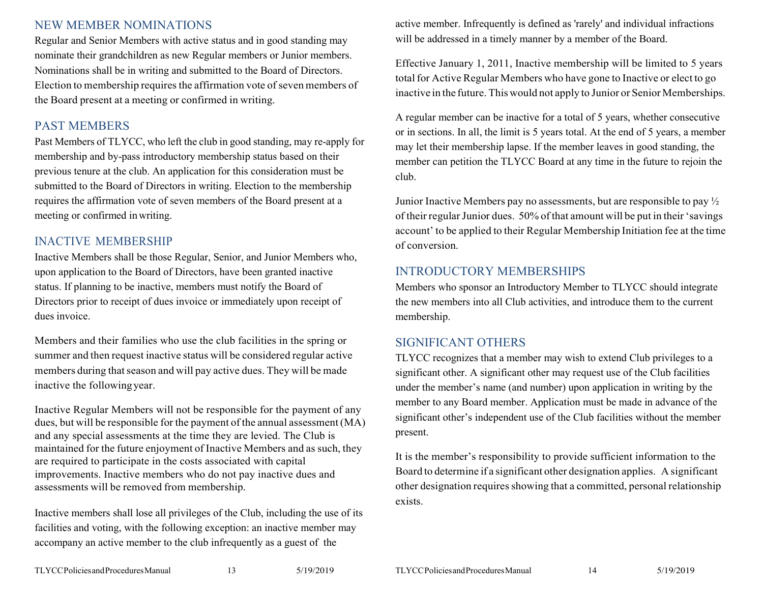## NEW MEMBER NOMINATIONS

Regular and Senior Members with active status and in good standing may nominate their grandchildren as new Regular members or Junior members. Nominations shall be in writing and submitted to the Board of Directors. Election to membership requires the affirmation vote of seven members of the Board present at a meeting or confirmed in writing.

## PAST MEMBERS

Past Members of TLYCC, who left the club in good standing, may re-apply for membership and by-pass introductory membership status based on their previous tenure at the club. An application for this consideration must be submitted to the Board of Directors in writing. Election to the membership requires the affirmation vote of seven members of the Board present at a meeting or confirmed in writing.

## INACTIVE MEMBERSHIP

Inactive Members shall be those Regular, Senior, and Junior Members who, upon application to the Board of Directors, have been granted inactive status. If planning to be inactive, members must notify the Board of Directors prior to receipt of dues invoice or immediately upon receipt of dues invoice.

Members and their families who use the club facilities in the spring or summer and then request inactive status will be considered regular active members during that season and will pay active dues. They will be made inactive the following year.

Inactive Regular Members will not be responsible for the payment of any dues, but will be responsible for the payment of the annual assessment (MA) and any special assessments at the time they are levied. The Club is maintained for the future enjoyment of Inactive Members and as such, they are required to participate in the costs associated with capital improvements. Inactive members who do not pay inactive dues and assessments will be removed from membership.

Inactive members shall lose all privileges of the Club, including the use of its facilities and voting, with the following exception: an inactive member may accompany an active member to the club infrequently as a guest of the active member. Infrequently is defined as 'rarely' and individual infractions will be addressed in a timely manner by a member of the Board.

Effective January 1, 2011, Inactive membership will be limited to 5 years total for Active Regular Members who have gone to Inactive or elect to go inactive in the future. This would not apply to Junior or Senior Memberships.

A regular member can be inactive for a total of 5 years, whether consecutive or in sections. In all, the limit is 5 years total. At the end of 5 years, a member may let their membership lapse. If the member leaves in good standing, the member can petition the TLYCC Board at any time in the future to rejoin the club.

Junior Inactive Members pay no assessments, but are responsible to pay ½ of their regular Junior dues. 50% of that amount will be put in their 'savings account' to be applied to their Regular Membership Initiation fee at the time of conversion.

## INTRODUCTORY MEMBERSHIPS

Members who sponsor an Introductory Member to TLYCC should integrate the new members into all Club activities, and introduce them to the current membership.

## SIGNIFICANT OTHERS

TLYCC recognizes that a member may wish to extend Club privileges to a significant other. A significant other may request use of the Club facilities under the member's name (and number) upon application in writing by the member to any Board member. Application must be made in advance of the significant other's independent use of the Club facilities without the member present.

It is the member's responsibility to provide sufficient information to the Board to determine if a significant other designation applies. A significant other designation requires showing that a committed, personal relationship exists.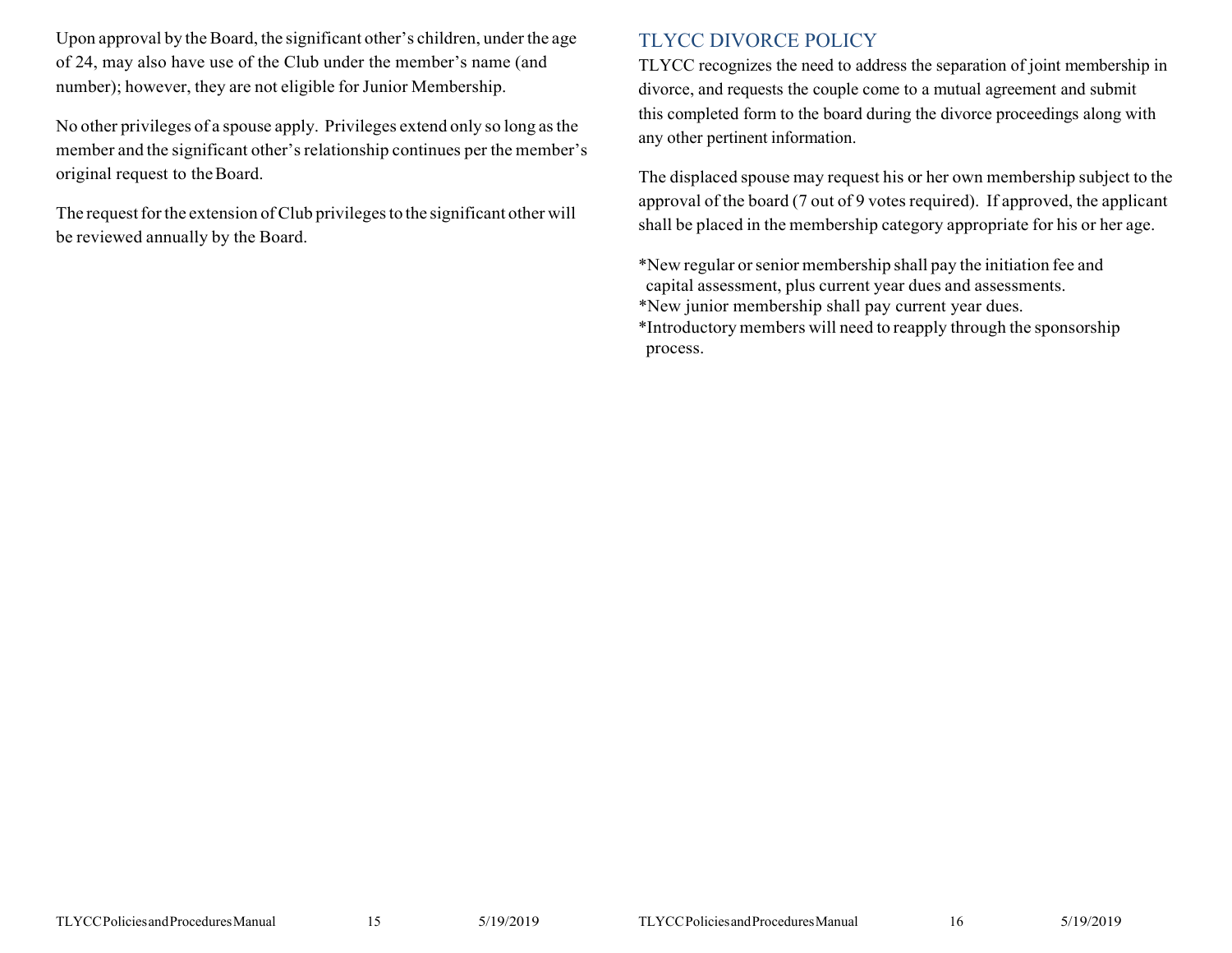Upon approval by the Board, the significant other's children, under the age of 24, may also have use of the Club under the member's name (and number); however, they are not eligible for Junior Membership.

No other privileges of a spouse apply. Privileges extend only so long as the member and the significant other's relationship continues per the member's original request to the Board.

The request for the extension of Club privileges to the significant other will be reviewed annually by the Board.

## TLYCC DIVORCE POLICY

TLYCC recognizes the need to address the separation of joint membership in divorce, and requests the couple come to a mutual agreement and submit this completed form to the board during the divorce proceedings along with any other pertinent information.

The displaced spouse may request his or her own membership subject to the approval of the board (7 out of 9 votes required). If approved, the applicant shall be placed in the membership category appropriate for his or her age.

*New regular or senior membership shall pay the initiation fee and capital assessment, plus current year dues and assessments.
*New junior membership shall pay current year dues.
*Introductory members will need to reapply through the sponsorship process.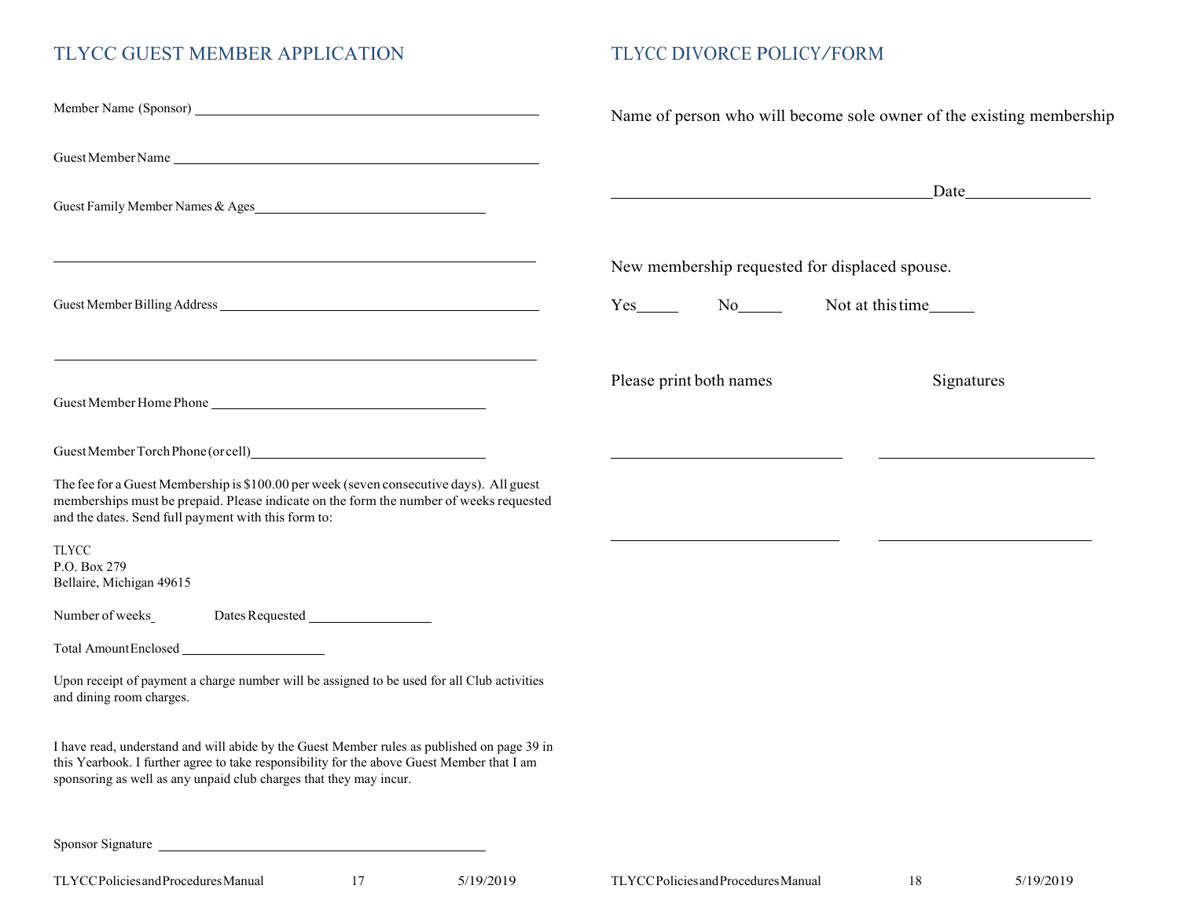## TLYCC GUEST MEMBER APPLICATION

Member Name (Sponsor) ______________________________________________

Guest Member Name ______________________________________________

Guest Family Member Names & Ages ________________________________

______________________________________________________________

Guest Member Billing Address ______________________________________

______________________________________________________________

Guest Member Home Phone ______________________________________

Guest Member Torch Phone (or cell) ________________________________

The fee for a Guest Membership is $100.00 per week (seven consecutive days). All guest memberships must be prepaid. Please indicate on the form the number of weeks requested and the dates. Send full payment with this form to:

TLYCC
P.O. Box 279
Bellaire, Michigan 49615

Number of weeks_ Dates Requested ________________

Total Amount Enclosed ____________________

Upon receipt of payment a charge number will be assigned to be used for all Club activities and dining room charges.

I have read, understand and will abide by the Guest Member rules as published on page 39 in this Yearbook. I further agree to take responsibility for the above Guest Member that I am sponsoring as well as any unpaid club charges that they may incur.

Sponsor Signature ______________________________________________

## TLYCC DIVORCE POLICY/FORM

Name of person who will become sole owner of the existing membership

______________________________________ Date_______________

New membership requested for displaced spouse.

Yes_____ No_____ Not at this time_____

| Please print both names | Signatures |
| --- | --- |
| ____________________________ | ____________________________ |
| ____________________________ | ____________________________ |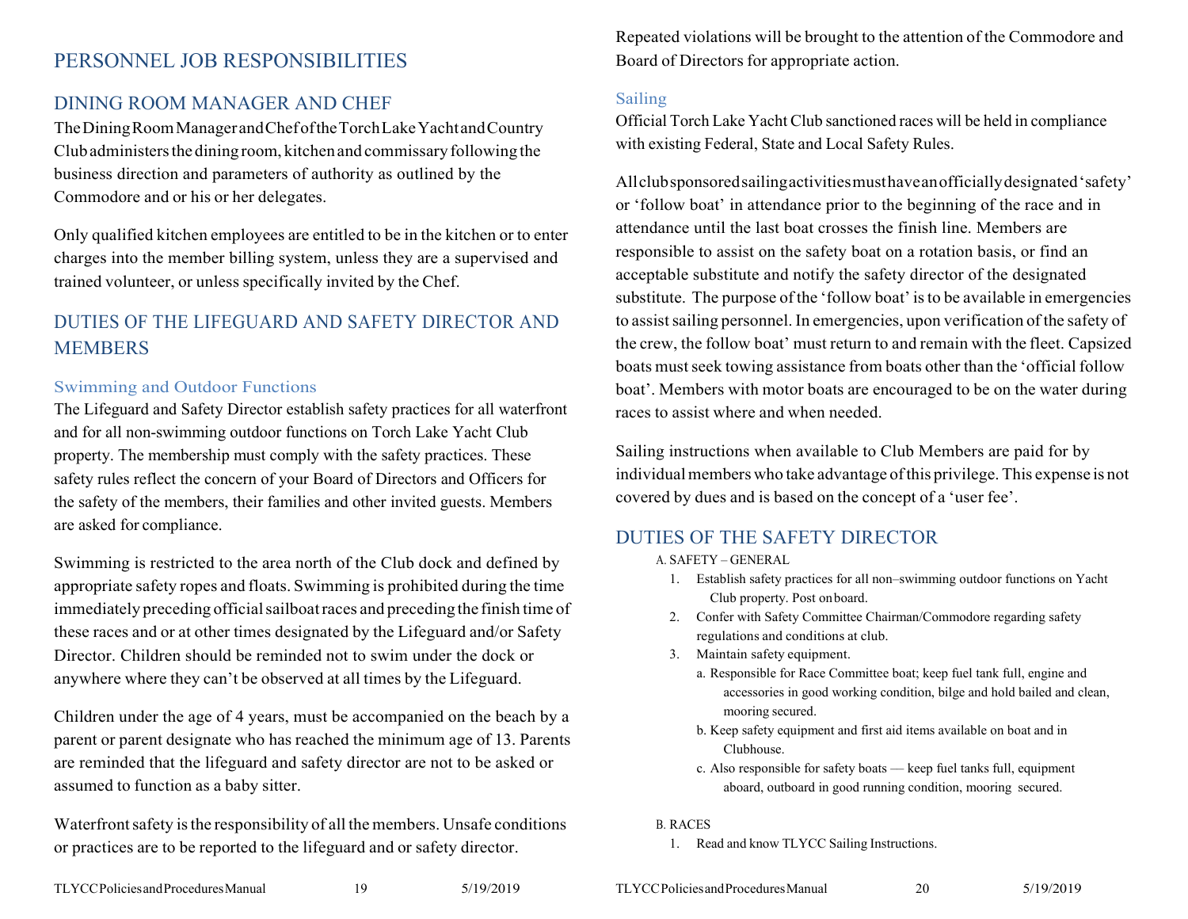# PERSONNEL JOB RESPONSIBILITIES

## DINING ROOM MANAGER AND CHEF

The Dining Room Manager and Chef of the Torch Lake Yacht and Country Club administers the dining room, kitchen and commissary following the business direction and parameters of authority as outlined by the Commodore and or his or her delegates.

Only qualified kitchen employees are entitled to be in the kitchen or to enter charges into the member billing system, unless they are a supervised and trained volunteer, or unless specifically invited by the Chef.

## DUTIES OF THE LIFEGUARD AND SAFETY DIRECTOR AND MEMBERS

### Swimming and Outdoor Functions

The Lifeguard and Safety Director establish safety practices for all waterfront and for all non-swimming outdoor functions on Torch Lake Yacht Club property. The membership must comply with the safety practices. These safety rules reflect the concern of your Board of Directors and Officers for the safety of the members, their families and other invited guests. Members are asked for compliance.

Swimming is restricted to the area north of the Club dock and defined by appropriate safety ropes and floats. Swimming is prohibited during the time immediately preceding official sailboat races and preceding the finish time of these races and or at other times designated by the Lifeguard and/or Safety Director. Children should be reminded not to swim under the dock or anywhere where they can't be observed at all times by the Lifeguard.

Children under the age of 4 years, must be accompanied on the beach by a parent or parent designate who has reached the minimum age of 13. Parents are reminded that the lifeguard and safety director are not to be asked or assumed to function as a baby sitter.

Waterfront safety is the responsibility of all the members. Unsafe conditions or practices are to be reported to the lifeguard and or safety director. Repeated violations will be brought to the attention of the Commodore and Board of Directors for appropriate action.

### Sailing

Official Torch Lake Yacht Club sanctioned races will be held in compliance with existing Federal, State and Local Safety Rules.

All club sponsored sailing activities must have an officially designated 'safety' or 'follow boat' in attendance prior to the beginning of the race and in attendance until the last boat crosses the finish line. Members are responsible to assist on the safety boat on a rotation basis, or find an acceptable substitute and notify the safety director of the designated substitute. The purpose of the 'follow boat' is to be available in emergencies to assist sailing personnel. In emergencies, upon verification of the safety of the crew, the follow boat' must return to and remain with the fleet. Capsized boats must seek towing assistance from boats other than the 'official follow boat'. Members with motor boats are encouraged to be on the water during races to assist where and when needed.

Sailing instructions when available to Club Members are paid for by individual members who take advantage of this privilege. This expense is not covered by dues and is based on the concept of a 'user fee'.

## DUTIES OF THE SAFETY DIRECTOR

A. SAFETY – GENERAL

1. Establish safety practices for all non–swimming outdoor functions on Yacht Club property. Post on board.
2. Confer with Safety Committee Chairman/Commodore regarding safety regulations and conditions at club.
3. Maintain safety equipment.
   - a. Responsible for Race Committee boat; keep fuel tank full, engine and accessories in good working condition, bilge and hold bailed and clean, mooring secured.
   - b. Keep safety equipment and first aid items available on boat and in Clubhouse.
   - c. Also responsible for safety boats — keep fuel tanks full, equipment aboard, outboard in good running condition, mooring secured.

B. RACES

1. Read and know TLYCC Sailing Instructions.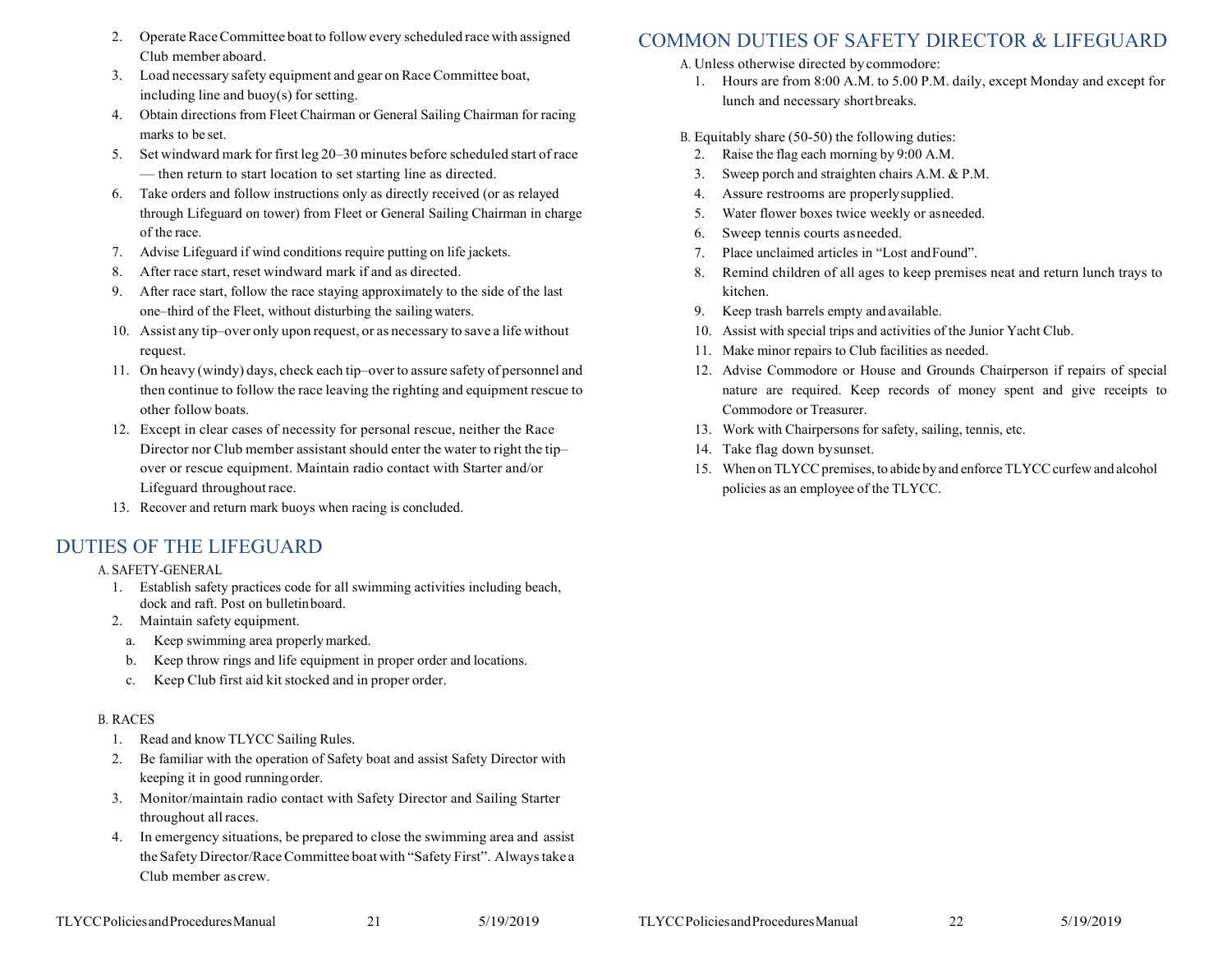2. Operate Race Committee boat to follow every scheduled race with assigned Club member aboard.
3. Load necessary safety equipment and gear on Race Committee boat, including line and buoy(s) for setting.
4. Obtain directions from Fleet Chairman or General Sailing Chairman for racing marks to be set.
5. Set windward mark for first leg 20–30 minutes before scheduled start of race — then return to start location to set starting line as directed.
6. Take orders and follow instructions only as directly received (or as relayed through Lifeguard on tower) from Fleet or General Sailing Chairman in charge of the race.
7. Advise Lifeguard if wind conditions require putting on life jackets.
8. After race start, reset windward mark if and as directed.
9. After race start, follow the race staying approximately to the side of the last one–third of the Fleet, without disturbing the sailing waters.
10. Assist any tip–over only upon request, or as necessary to save a life without request.
11. On heavy (windy) days, check each tip–over to assure safety of personnel and then continue to follow the race leaving the righting and equipment rescue to other follow boats.
12. Except in clear cases of necessity for personal rescue, neither the Race Director nor Club member assistant should enter the water to right the tip–over or rescue equipment. Maintain radio contact with Starter and/or Lifeguard throughout race.
13. Recover and return mark buoys when racing is concluded.

## DUTIES OF THE LIFEGUARD

A. SAFETY-GENERAL

1. Establish safety practices code for all swimming activities including beach, dock and raft. Post on bulletin board.
2. Maintain safety equipment.
   a. Keep swimming area properly marked.
   b. Keep throw rings and life equipment in proper order and locations.
   c. Keep Club first aid kit stocked and in proper order.

B. RACES

1. Read and know TLYCC Sailing Rules.
2. Be familiar with the operation of Safety boat and assist Safety Director with keeping it in good running order.
3. Monitor/maintain radio contact with Safety Director and Sailing Starter throughout all races.
4. In emergency situations, be prepared to close the swimming area and assist the Safety Director/Race Committee boat with "Safety First". Always take a Club member as crew.

## COMMON DUTIES OF SAFETY DIRECTOR & LIFEGUARD

A. Unless otherwise directed by commodore:

1. Hours are from 8:00 A.M. to 5.00 P.M. daily, except Monday and except for lunch and necessary short breaks.

B. Equitably share (50-50) the following duties:

2. Raise the flag each morning by 9:00 A.M.
3. Sweep porch and straighten chairs A.M. & P.M.
4. Assure restrooms are properly supplied.
5. Water flower boxes twice weekly or as needed.
6. Sweep tennis courts as needed.
7. Place unclaimed articles in "Lost and Found".
8. Remind children of all ages to keep premises neat and return lunch trays to kitchen.
9. Keep trash barrels empty and available.
10. Assist with special trips and activities of the Junior Yacht Club.
11. Make minor repairs to Club facilities as needed.
12. Advise Commodore or House and Grounds Chairperson if repairs of special nature are required. Keep records of money spent and give receipts to Commodore or Treasurer.
13. Work with Chairpersons for safety, sailing, tennis, etc.
14. Take flag down by sunset.
15. When on TLYCC premises, to abide by and enforce TLYCC curfew and alcohol policies as an employee of the TLYCC.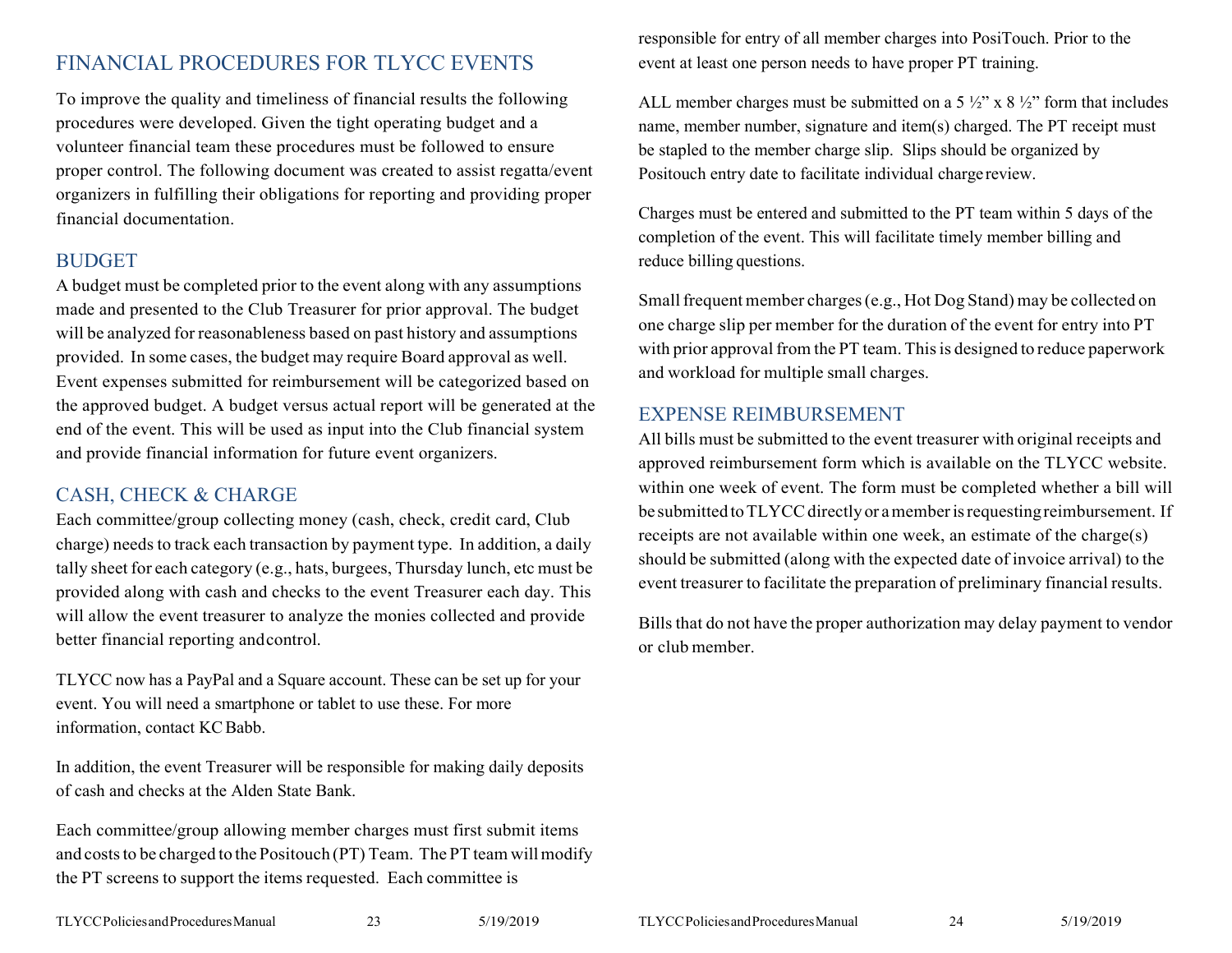# FINANCIAL PROCEDURES FOR TLYCC EVENTS

To improve the quality and timeliness of financial results the following procedures were developed. Given the tight operating budget and a volunteer financial team these procedures must be followed to ensure proper control. The following document was created to assist regatta/event organizers in fulfilling their obligations for reporting and providing proper financial documentation.

## BUDGET

A budget must be completed prior to the event along with any assumptions made and presented to the Club Treasurer for prior approval. The budget will be analyzed for reasonableness based on past history and assumptions provided. In some cases, the budget may require Board approval as well. Event expenses submitted for reimbursement will be categorized based on the approved budget. A budget versus actual report will be generated at the end of the event. This will be used as input into the Club financial system and provide financial information for future event organizers.

## CASH, CHECK & CHARGE

Each committee/group collecting money (cash, check, credit card, Club charge) needs to track each transaction by payment type. In addition, a daily tally sheet for each category (e.g., hats, burgees, Thursday lunch, etc must be provided along with cash and checks to the event Treasurer each day. This will allow the event treasurer to analyze the monies collected and provide better financial reporting and control.

TLYCC now has a PayPal and a Square account. These can be set up for your event. You will need a smartphone or tablet to use these. For more information, contact KC Babb.

In addition, the event Treasurer will be responsible for making daily deposits of cash and checks at the Alden State Bank.

Each committee/group allowing member charges must first submit items and costs to be charged to the Positouch (PT) Team. The PT team will modify the PT screens to support the items requested. Each committee is responsible for entry of all member charges into PosiTouch. Prior to the event at least one person needs to have proper PT training.

ALL member charges must be submitted on a 5 ½" x 8 ½" form that includes name, member number, signature and item(s) charged. The PT receipt must be stapled to the member charge slip. Slips should be organized by Positouch entry date to facilitate individual charge review.

Charges must be entered and submitted to the PT team within 5 days of the completion of the event. This will facilitate timely member billing and reduce billing questions.

Small frequent member charges (e.g., Hot Dog Stand) may be collected on one charge slip per member for the duration of the event for entry into PT with prior approval from the PT team. This is designed to reduce paperwork and workload for multiple small charges.

## EXPENSE REIMBURSEMENT

All bills must be submitted to the event treasurer with original receipts and approved reimbursement form which is available on the TLYCC website. within one week of event. The form must be completed whether a bill will be submitted to TLYCC directly or a member is requesting reimbursement. If receipts are not available within one week, an estimate of the charge(s) should be submitted (along with the expected date of invoice arrival) to the event treasurer to facilitate the preparation of preliminary financial results.

Bills that do not have the proper authorization may delay payment to vendor or club member.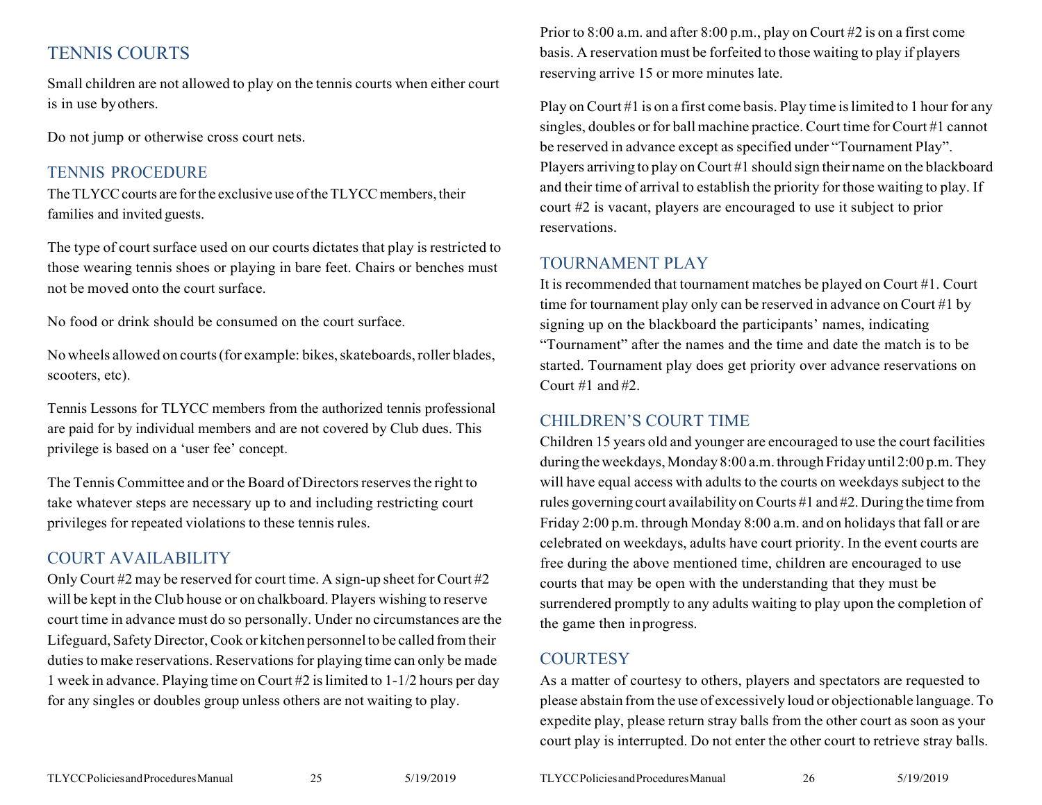## TENNIS COURTS

Small children are not allowed to play on the tennis courts when either court is in use by others.

Do not jump or otherwise cross court nets.

## TENNIS PROCEDURE

The TLYCC courts are for the exclusive use of the TLYCC members, their families and invited guests.

The type of court surface used on our courts dictates that play is restricted to those wearing tennis shoes or playing in bare feet. Chairs or benches must not be moved onto the court surface.

No food or drink should be consumed on the court surface.

No wheels allowed on courts (for example: bikes, skateboards, roller blades, scooters, etc).

Tennis Lessons for TLYCC members from the authorized tennis professional are paid for by individual members and are not covered by Club dues. This privilege is based on a 'user fee' concept.

The Tennis Committee and or the Board of Directors reserves the right to take whatever steps are necessary up to and including restricting court privileges for repeated violations to these tennis rules.

## COURT AVAILABILITY

Only Court #2 may be reserved for court time. A sign-up sheet for Court #2 will be kept in the Club house or on chalkboard. Players wishing to reserve court time in advance must do so personally. Under no circumstances are the Lifeguard, Safety Director, Cook or kitchen personnel to be called from their duties to make reservations. Reservations for playing time can only be made 1 week in advance. Playing time on Court #2 is limited to 1-1/2 hours per day for any singles or doubles group unless others are not waiting to play.

Prior to 8:00 a.m. and after 8:00 p.m., play on Court #2 is on a first come basis. A reservation must be forfeited to those waiting to play if players reserving arrive 15 or more minutes late.

Play on Court #1 is on a first come basis. Play time is limited to 1 hour for any singles, doubles or for ball machine practice. Court time for Court #1 cannot be reserved in advance except as specified under "Tournament Play". Players arriving to play on Court #1 should sign their name on the blackboard and their time of arrival to establish the priority for those waiting to play. If court #2 is vacant, players are encouraged to use it subject to prior reservations.

## TOURNAMENT PLAY

It is recommended that tournament matches be played on Court #1. Court time for tournament play only can be reserved in advance on Court #1 by signing up on the blackboard the participants' names, indicating "Tournament" after the names and the time and date the match is to be started. Tournament play does get priority over advance reservations on Court #1 and #2.

## CHILDREN'S COURT TIME

Children 15 years old and younger are encouraged to use the court facilities during the weekdays, Monday 8:00 a.m. through Friday until 2:00 p.m. They will have equal access with adults to the courts on weekdays subject to the rules governing court availability on Courts #1 and #2. During the time from Friday 2:00 p.m. through Monday 8:00 a.m. and on holidays that fall or are celebrated on weekdays, adults have court priority. In the event courts are free during the above mentioned time, children are encouraged to use courts that may be open with the understanding that they must be surrendered promptly to any adults waiting to play upon the completion of the game then in progress.

## COURTESY

As a matter of courtesy to others, players and spectators are requested to please abstain from the use of excessively loud or objectionable language. To expedite play, please return stray balls from the other court as soon as your court play is interrupted. Do not enter the other court to retrieve stray balls.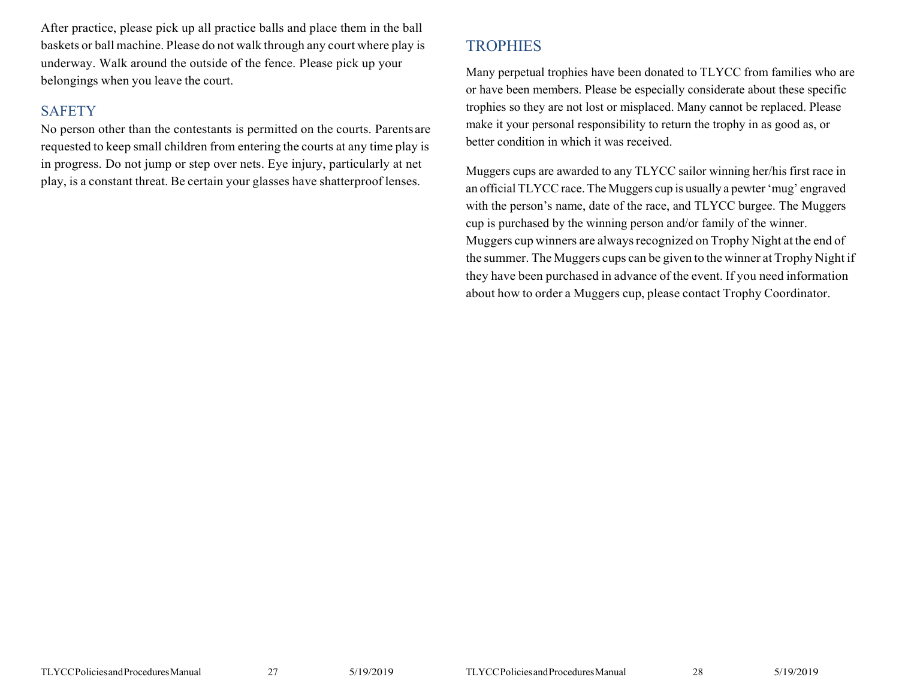After practice, please pick up all practice balls and place them in the ball baskets or ball machine. Please do not walk through any court where play is underway. Walk around the outside of the fence. Please pick up your belongings when you leave the court.

## SAFETY

No person other than the contestants is permitted on the courts. Parents are requested to keep small children from entering the courts at any time play is in progress. Do not jump or step over nets. Eye injury, particularly at net play, is a constant threat. Be certain your glasses have shatterproof lenses.

## TROPHIES

Many perpetual trophies have been donated to TLYCC from families who are or have been members. Please be especially considerate about these specific trophies so they are not lost or misplaced. Many cannot be replaced. Please make it your personal responsibility to return the trophy in as good as, or better condition in which it was received.

Muggers cups are awarded to any TLYCC sailor winning her/his first race in an official TLYCC race. The Muggers cup is usually a pewter 'mug' engraved with the person's name, date of the race, and TLYCC burgee. The Muggers cup is purchased by the winning person and/or family of the winner. Muggers cup winners are always recognized on Trophy Night at the end of the summer. The Muggers cups can be given to the winner at Trophy Night if they have been purchased in advance of the event. If you need information about how to order a Muggers cup, please contact Trophy Coordinator.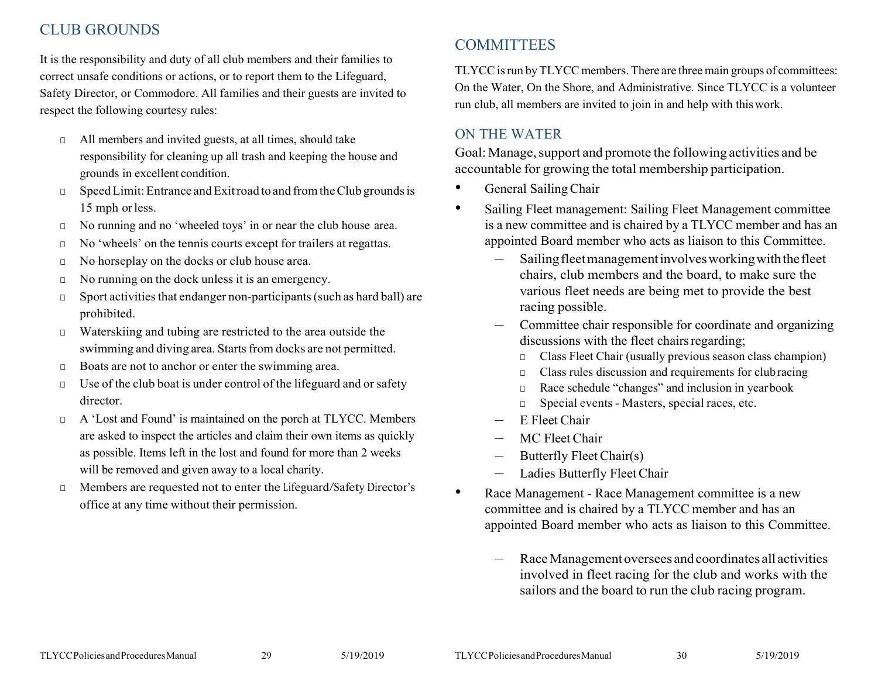## CLUB GROUNDS

It is the responsibility and duty of all club members and their families to correct unsafe conditions or actions, or to report them to the Lifeguard, Safety Director, or Commodore. All families and their guests are invited to respect the following courtesy rules:

- All members and invited guests, at all times, should take responsibility for cleaning up all trash and keeping the house and grounds in excellent condition.
- Speed Limit: Entrance and Exit road to and from the Club grounds is 15 mph or less.
- No running and no 'wheeled toys' in or near the club house area.
- No 'wheels' on the tennis courts except for trailers at regattas.
- No horseplay on the docks or club house area.
- No running on the dock unless it is an emergency.
- Sport activities that endanger non-participants (such as hard ball) are prohibited.
- Waterskiing and tubing are restricted to the area outside the swimming and diving area. Starts from docks are not permitted.
- Boats are not to anchor or enter the swimming area.
- Use of the club boat is under control of the lifeguard and or safety director.
- A 'Lost and Found' is maintained on the porch at TLYCC. Members are asked to inspect the articles and claim their own items as quickly as possible. Items left in the lost and found for more than 2 weeks will be removed and given away to a local charity.
- Members are requested not to enter the Lifeguard/Safety Director's office at any time without their permission.

## COMMITTEES

TLYCC is run by TLYCC members. There are three main groups of committees: On the Water, On the Shore, and Administrative. Since TLYCC is a volunteer run club, all members are invited to join in and help with this work.

### ON THE WATER

Goal: Manage, support and promote the following activities and be accountable for growing the total membership participation.

- General Sailing Chair
- Sailing Fleet management: Sailing Fleet Management committee is a new committee and is chaired by a TLYCC member and has an appointed Board member who acts as liaison to this Committee.
  - Sailing fleet management involves working with the fleet chairs, club members and the board, to make sure the various fleet needs are being met to provide the best racing possible.
  - Committee chair responsible for coordinate and organizing discussions with the fleet chairs regarding;
    - Class Fleet Chair (usually previous season class champion)
    - Class rules discussion and requirements for club racing
    - Race schedule "changes" and inclusion in year book
    - Special events - Masters, special races, etc.
  - E Fleet Chair
  - MC Fleet Chair
  - Butterfly Fleet Chair(s)
  - Ladies Butterfly Fleet Chair
- Race Management - Race Management committee is a new committee and is chaired by a TLYCC member and has an appointed Board member who acts as liaison to this Committee.
  - Race Management oversees and coordinates all activities involved in fleet racing for the club and works with the sailors and the board to run the club racing program.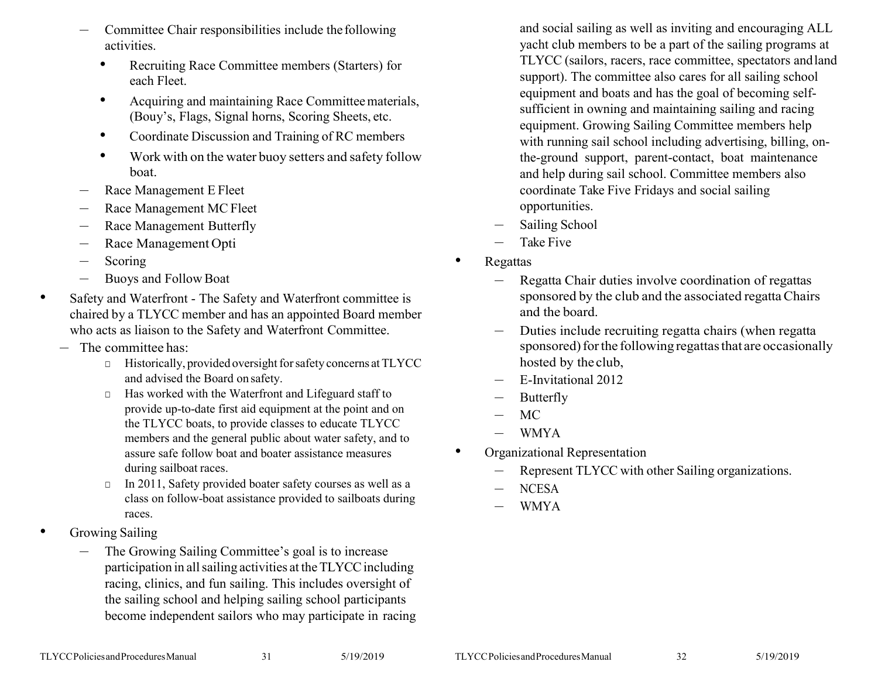- Committee Chair responsibilities include the following activities.
  - Recruiting Race Committee members (Starters) for each Fleet.
  - Acquiring and maintaining Race Committee materials, (Bouy's, Flags, Signal horns, Scoring Sheets, etc.
  - Coordinate Discussion and Training of RC members
  - Work with on the water buoy setters and safety follow boat.
- Race Management E Fleet
- Race Management MC Fleet
- Race Management Butterfly
- Race Management Opti
- Scoring
- Buoys and Follow Boat

- Safety and Waterfront - The Safety and Waterfront committee is chaired by a TLYCC member and has an appointed Board member who acts as liaison to the Safety and Waterfront Committee.
  - The committee has:
    - Historically, provided oversight for safety concerns at TLYCC and advised the Board on safety.
    - Has worked with the Waterfront and Lifeguard staff to provide up-to-date first aid equipment at the point and on the TLYCC boats, to provide classes to educate TLYCC members and the general public about water safety, and to assure safe follow boat and boater assistance measures during sailboat races.
    - In 2011, Safety provided boater safety courses as well as a class on follow-boat assistance provided to sailboats during races.
- Growing Sailing
  - The Growing Sailing Committee's goal is to increase participation in all sailing activities at the TLYCC including racing, clinics, and fun sailing. This includes oversight of the sailing school and helping sailing school participants become independent sailors who may participate in racing and social sailing as well as inviting and encouraging ALL yacht club members to be a part of the sailing programs at TLYCC (sailors, racers, race committee, spectators and land support). The committee also cares for all sailing school equipment and boats and has the goal of becoming self-sufficient in owning and maintaining sailing and racing equipment. Growing Sailing Committee members help with running sail school including advertising, billing, on-the-ground support, parent-contact, boat maintenance and help during sail school. Committee members also coordinate Take Five Fridays and social sailing opportunities.
  - Sailing School
  - Take Five
- Regattas
  - Regatta Chair duties involve coordination of regattas sponsored by the club and the associated regatta Chairs and the board.
  - Duties include recruiting regatta chairs (when regatta sponsored) for the following regattas that are occasionally hosted by the club,
  - E-Invitational 2012
  - Butterfly
  - MC
  - WMYA
- Organizational Representation
  - Represent TLYCC with other Sailing organizations.
  - NCESA
  - WMYA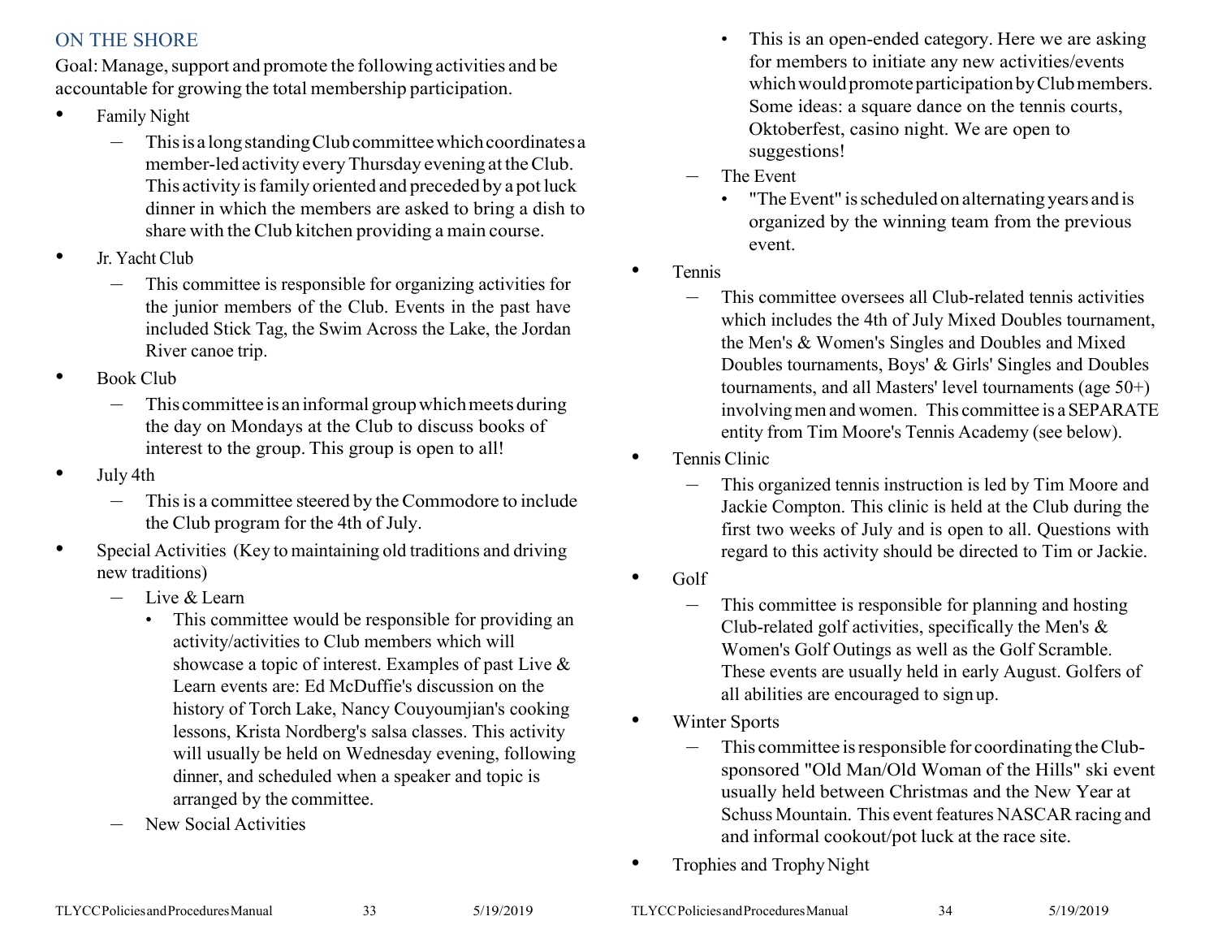## ON THE SHORE

Goal: Manage, support and promote the following activities and be accountable for growing the total membership participation.

- Family Night
  - This is a long standing Club committee which coordinates a member-led activity every Thursday evening at the Club. This activity is family oriented and preceded by a pot luck dinner in which the members are asked to bring a dish to share with the Club kitchen providing a main course.
- Jr. Yacht Club
  - This committee is responsible for organizing activities for the junior members of the Club. Events in the past have included Stick Tag, the Swim Across the Lake, the Jordan River canoe trip.
- Book Club
  - This committee is an informal group which meets during the day on Mondays at the Club to discuss books of interest to the group. This group is open to all!
- July 4th
  - This is a committee steered by the Commodore to include the Club program for the 4th of July.
- Special Activities (Key to maintaining old traditions and driving new traditions)
  - Live & Learn
    - This committee would be responsible for providing an activity/activities to Club members which will showcase a topic of interest. Examples of past Live & Learn events are: Ed McDuffie's discussion on the history of Torch Lake, Nancy Couyoumjian's cooking lessons, Krista Nordberg's salsa classes. This activity will usually be held on Wednesday evening, following dinner, and scheduled when a speaker and topic is arranged by the committee.
  - New Social Activities
    - This is an open-ended category. Here we are asking for members to initiate any new activities/events which would promote participation by Club members. Some ideas: a square dance on the tennis courts, Oktoberfest, casino night. We are open to suggestions!
  - The Event
    - "The Event" is scheduled on alternating years and is organized by the winning team from the previous event.
- Tennis
  - This committee oversees all Club-related tennis activities which includes the 4th of July Mixed Doubles tournament, the Men's & Women's Singles and Doubles and Mixed Doubles tournaments, Boys' & Girls' Singles and Doubles tournaments, and all Masters' level tournaments (age 50+) involving men and women. This committee is a SEPARATE entity from Tim Moore's Tennis Academy (see below).
- Tennis Clinic
  - This organized tennis instruction is led by Tim Moore and Jackie Compton. This clinic is held at the Club during the first two weeks of July and is open to all. Questions with regard to this activity should be directed to Tim or Jackie.
- Golf
  - This committee is responsible for planning and hosting Club-related golf activities, specifically the Men's & Women's Golf Outings as well as the Golf Scramble. These events are usually held in early August. Golfers of all abilities are encouraged to sign up.
- Winter Sports
  - This committee is responsible for coordinating the Club-sponsored "Old Man/Old Woman of the Hills" ski event usually held between Christmas and the New Year at Schuss Mountain. This event features NASCAR racing and and informal cookout/pot luck at the race site.
- Trophies and Trophy Night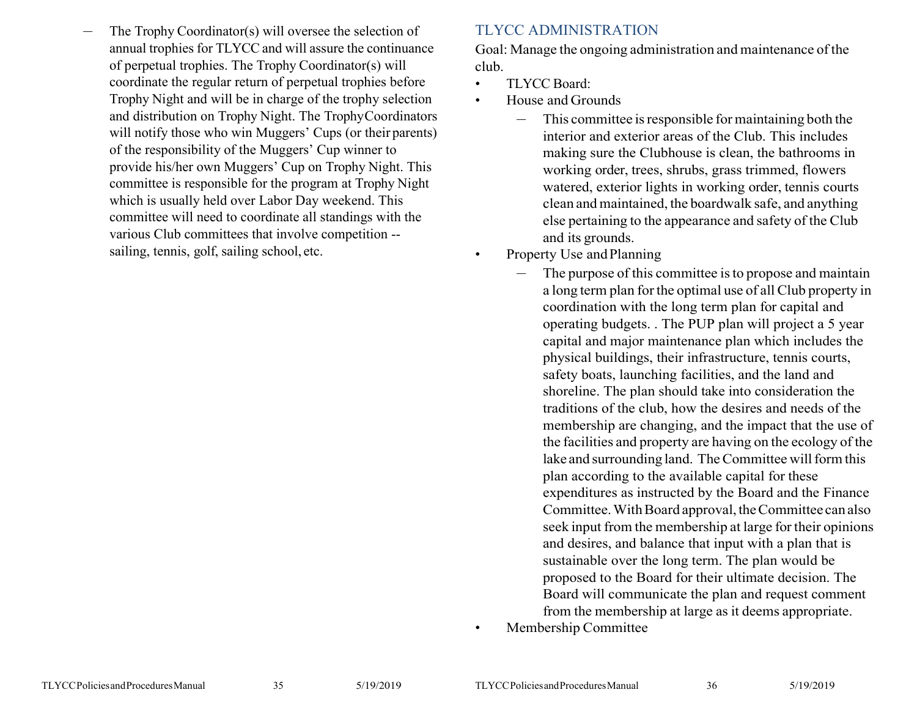- The Trophy Coordinator(s) will oversee the selection of annual trophies for TLYCC and will assure the continuance of perpetual trophies. The Trophy Coordinator(s) will coordinate the regular return of perpetual trophies before Trophy Night and will be in charge of the trophy selection and distribution on Trophy Night. The TrophyCoordinators will notify those who win Muggers' Cups (or their parents) of the responsibility of the Muggers' Cup winner to provide his/her own Muggers' Cup on Trophy Night. This committee is responsible for the program at Trophy Night which is usually held over Labor Day weekend. This committee will need to coordinate all standings with the various Club committees that involve competition -- sailing, tennis, golf, sailing school, etc.

## TLYCC ADMINISTRATION

Goal: Manage the ongoing administration and maintenance of the club.

- TLYCC Board:
- House and Grounds
  - This committee is responsible for maintaining both the interior and exterior areas of the Club. This includes making sure the Clubhouse is clean, the bathrooms in working order, trees, shrubs, grass trimmed, flowers watered, exterior lights in working order, tennis courts clean and maintained, the boardwalk safe, and anything else pertaining to the appearance and safety of the Club and its grounds.
- Property Use and Planning
  - The purpose of this committee is to propose and maintain a long term plan for the optimal use of all Club property in coordination with the long term plan for capital and operating budgets. . The PUP plan will project a 5 year capital and major maintenance plan which includes the physical buildings, their infrastructure, tennis courts, safety boats, launching facilities, and the land and shoreline. The plan should take into consideration the traditions of the club, how the desires and needs of the membership are changing, and the impact that the use of the facilities and property are having on the ecology of the lake and surrounding land. The Committee will form this plan according to the available capital for these expenditures as instructed by the Board and the Finance Committee. With Board approval, the Committee can also seek input from the membership at large for their opinions and desires, and balance that input with a plan that is sustainable over the long term. The plan would be proposed to the Board for their ultimate decision. The Board will communicate the plan and request comment from the membership at large as it deems appropriate.
- Membership Committee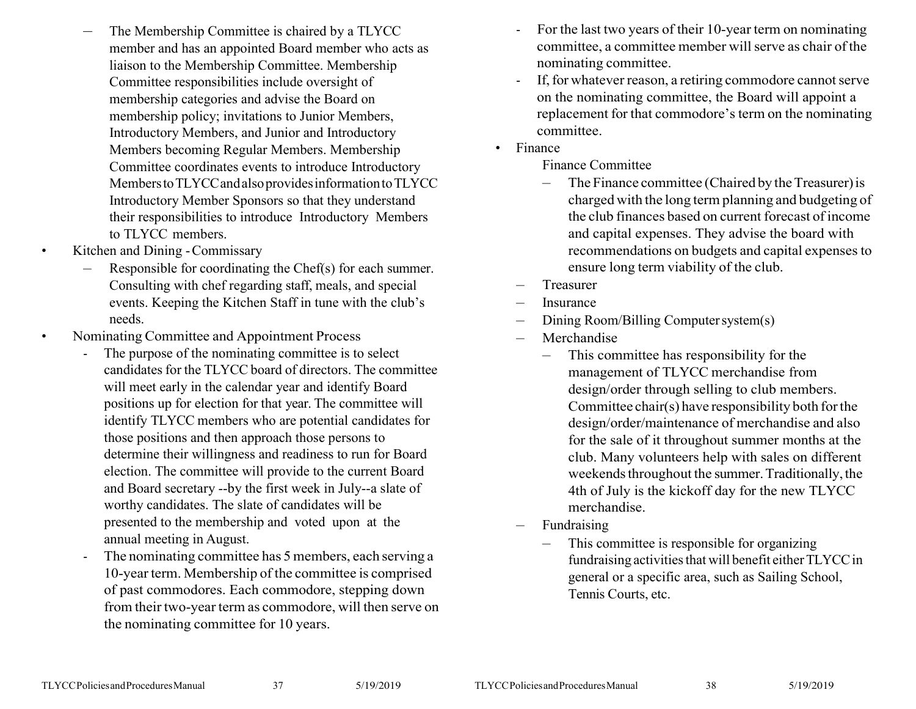- The Membership Committee is chaired by a TLYCC member and has an appointed Board member who acts as liaison to the Membership Committee. Membership Committee responsibilities include oversight of membership categories and advise the Board on membership policy; invitations to Junior Members, Introductory Members, and Junior and Introductory Members becoming Regular Members. Membership Committee coordinates events to introduce Introductory Members to TLYCC and also provides information to TLYCC Introductory Member Sponsors so that they understand their responsibilities to introduce Introductory Members to TLYCC members.

- Kitchen and Dining - Commissary
  - Responsible for coordinating the Chef(s) for each summer. Consulting with chef regarding staff, meals, and special events. Keeping the Kitchen Staff in tune with the club's needs.
- Nominating Committee and Appointment Process
  - The purpose of the nominating committee is to select candidates for the TLYCC board of directors. The committee will meet early in the calendar year and identify Board positions up for election for that year. The committee will identify TLYCC members who are potential candidates for those positions and then approach those persons to determine their willingness and readiness to run for Board election. The committee will provide to the current Board and Board secretary --by the first week in July--a slate of worthy candidates. The slate of candidates will be presented to the membership and voted upon at the annual meeting in August.
  - The nominating committee has 5 members, each serving a 10-year term. Membership of the committee is comprised of past commodores. Each commodore, stepping down from their two-year term as commodore, will then serve on the nominating committee for 10 years.
  - For the last two years of their 10-year term on nominating committee, a committee member will serve as chair of the nominating committee.
  - If, for whatever reason, a retiring commodore cannot serve on the nominating committee, the Board will appoint a replacement for that commodore's term on the nominating committee.
- Finance

  Finance Committee
  - The Finance committee (Chaired by the Treasurer) is charged with the long term planning and budgeting of the club finances based on current forecast of income and capital expenses. They advise the board with recommendations on budgets and capital expenses to ensure long term viability of the club.
  - Treasurer
  - Insurance
  - Dining Room/Billing Computer system(s)
  - Merchandise
    - This committee has responsibility for the management of TLYCC merchandise from design/order through selling to club members. Committee chair(s) have responsibility both for the design/order/maintenance of merchandise and also for the sale of it throughout summer months at the club. Many volunteers help with sales on different weekends throughout the summer. Traditionally, the 4th of July is the kickoff day for the new TLYCC merchandise.
  - Fundraising
    - This committee is responsible for organizing fundraising activities that will benefit either TLYCC in general or a specific area, such as Sailing School, Tennis Courts, etc.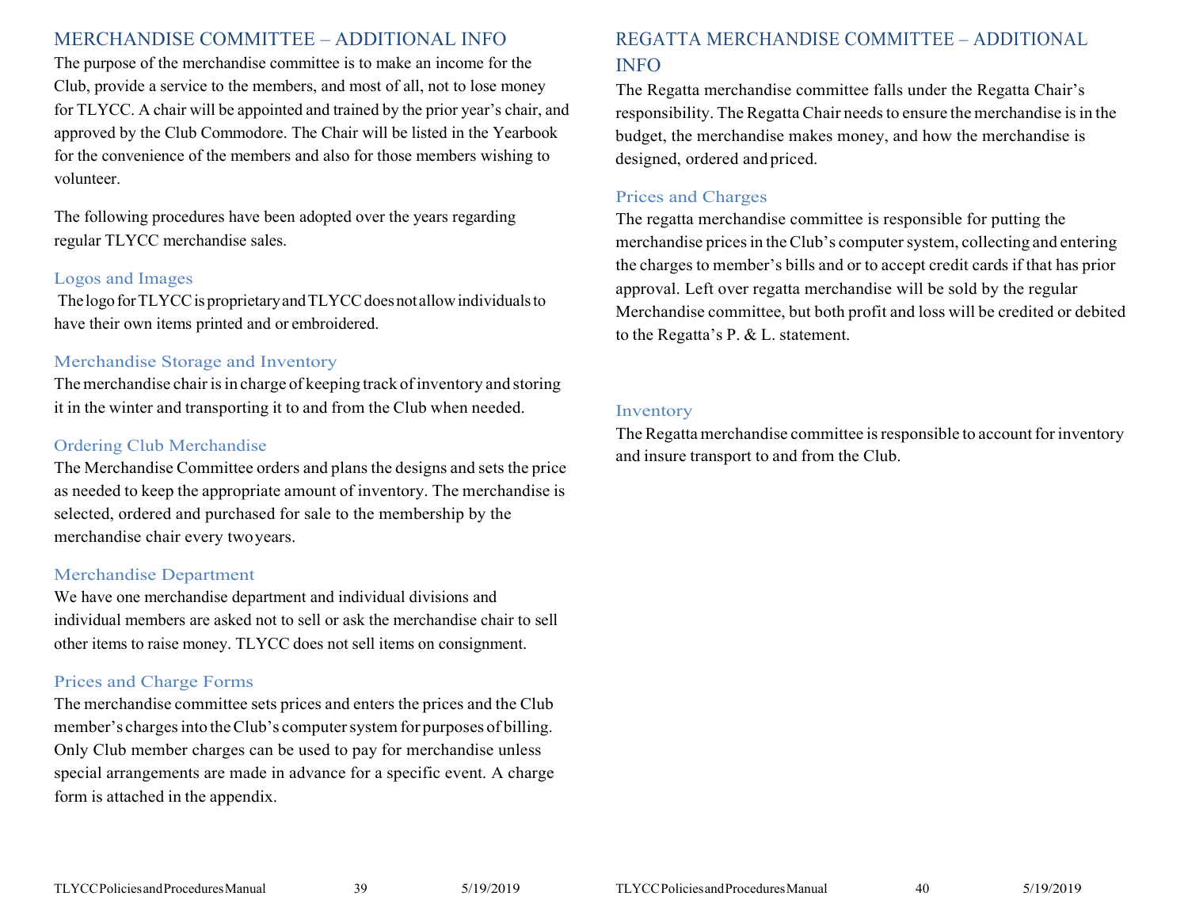## MERCHANDISE COMMITTEE – ADDITIONAL INFO

The purpose of the merchandise committee is to make an income for the Club, provide a service to the members, and most of all, not to lose money for TLYCC. A chair will be appointed and trained by the prior year's chair, and approved by the Club Commodore. The Chair will be listed in the Yearbook for the convenience of the members and also for those members wishing to volunteer.

The following procedures have been adopted over the years regarding regular TLYCC merchandise sales.

### Logos and Images

The logo for TLYCC is proprietary and TLYCC does not allow individuals to have their own items printed and or embroidered.

### Merchandise Storage and Inventory

The merchandise chair is in charge of keeping track of inventory and storing it in the winter and transporting it to and from the Club when needed.

### Ordering Club Merchandise

The Merchandise Committee orders and plans the designs and sets the price as needed to keep the appropriate amount of inventory. The merchandise is selected, ordered and purchased for sale to the membership by the merchandise chair every two years.

### Merchandise Department

We have one merchandise department and individual divisions and individual members are asked not to sell or ask the merchandise chair to sell other items to raise money. TLYCC does not sell items on consignment.

### Prices and Charge Forms

The merchandise committee sets prices and enters the prices and the Club member's charges into the Club's computer system for purposes of billing. Only Club member charges can be used to pay for merchandise unless special arrangements are made in advance for a specific event. A charge form is attached in the appendix.

## REGATTA MERCHANDISE COMMITTEE – ADDITIONAL INFO

The Regatta merchandise committee falls under the Regatta Chair's responsibility. The Regatta Chair needs to ensure the merchandise is in the budget, the merchandise makes money, and how the merchandise is designed, ordered and priced.

### Prices and Charges

The regatta merchandise committee is responsible for putting the merchandise prices in the Club's computer system, collecting and entering the charges to member's bills and or to accept credit cards if that has prior approval. Left over regatta merchandise will be sold by the regular Merchandise committee, but both profit and loss will be credited or debited to the Regatta's P. & L. statement.

### Inventory

The Regatta merchandise committee is responsible to account for inventory and insure transport to and from the Club.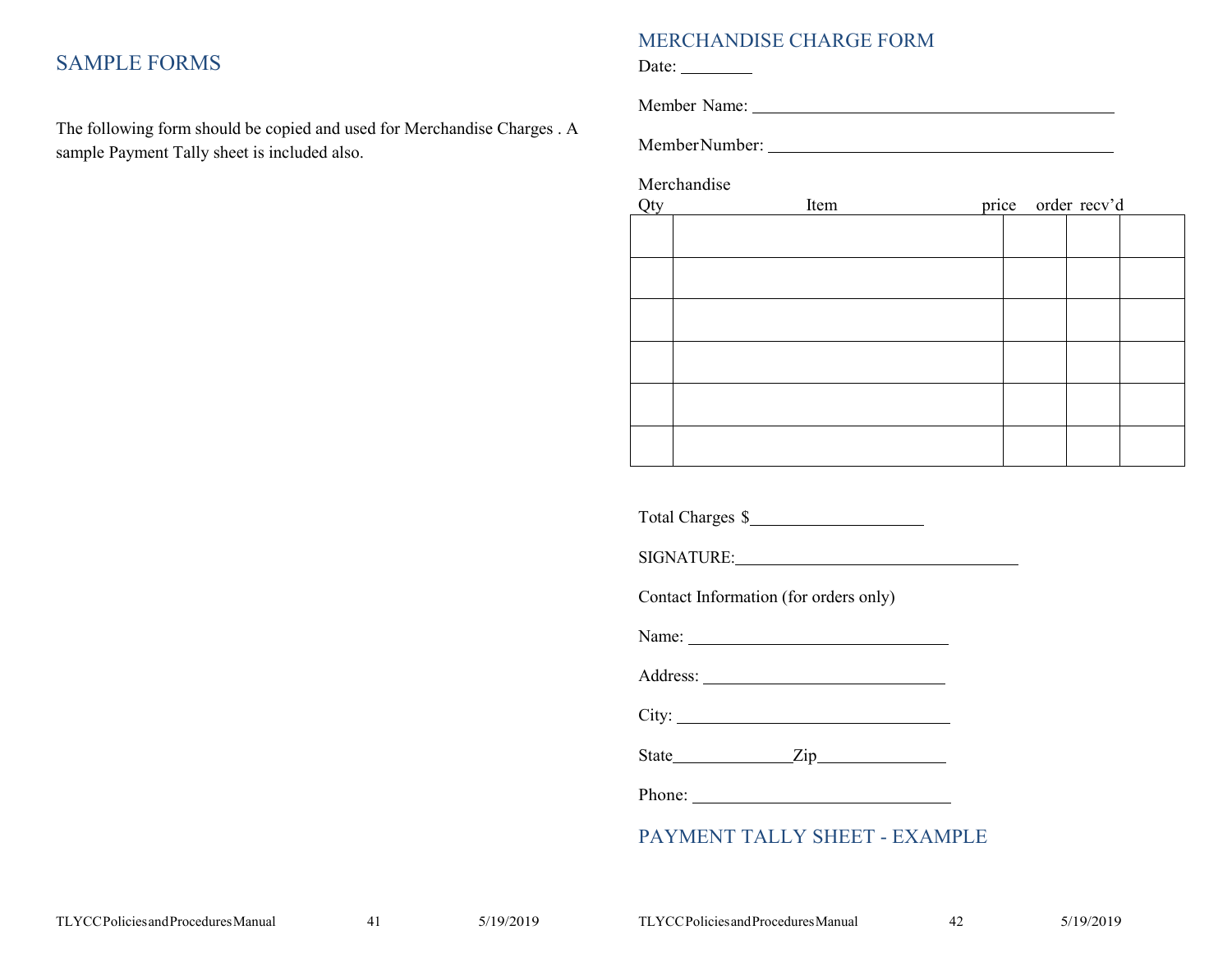## SAMPLE FORMS

The following form should be copied and used for Merchandise Charges . A sample Payment Tally sheet is included also.

## MERCHANDISE CHARGE FORM

Date: ________

Member Name: ___________________________________________

Member Number: _________________________________________

Merchandise

| Qty | Item | price | order | recv'd |
|---|---|---|---|---|
| | | | | |
| | | | | |
| | | | | |
| | | | | |
| | | | | |
| | | | | |

Total Charges $____________________

SIGNATURE:_________________________________

Contact Information (for orders only)

Name: ______________________________

Address: ____________________________

City: _______________________________

State______________Zip_______________

Phone: ______________________________

## PAYMENT TALLY SHEET - EXAMPLE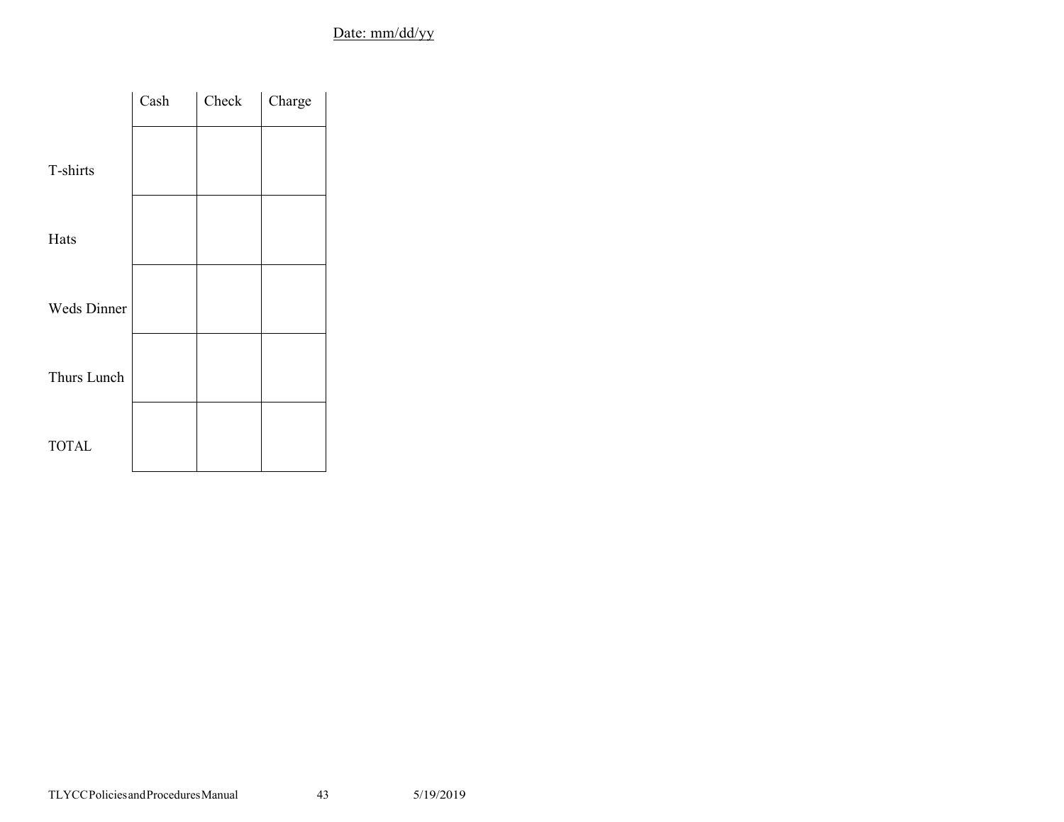Date: mm/dd/yy

| | Cash | Check | Charge |
|---|---|---|---|
| T-shirts | | | |
| Hats | | | |
| Weds Dinner | | | |
| Thurs Lunch | | | |
| TOTAL | | | |